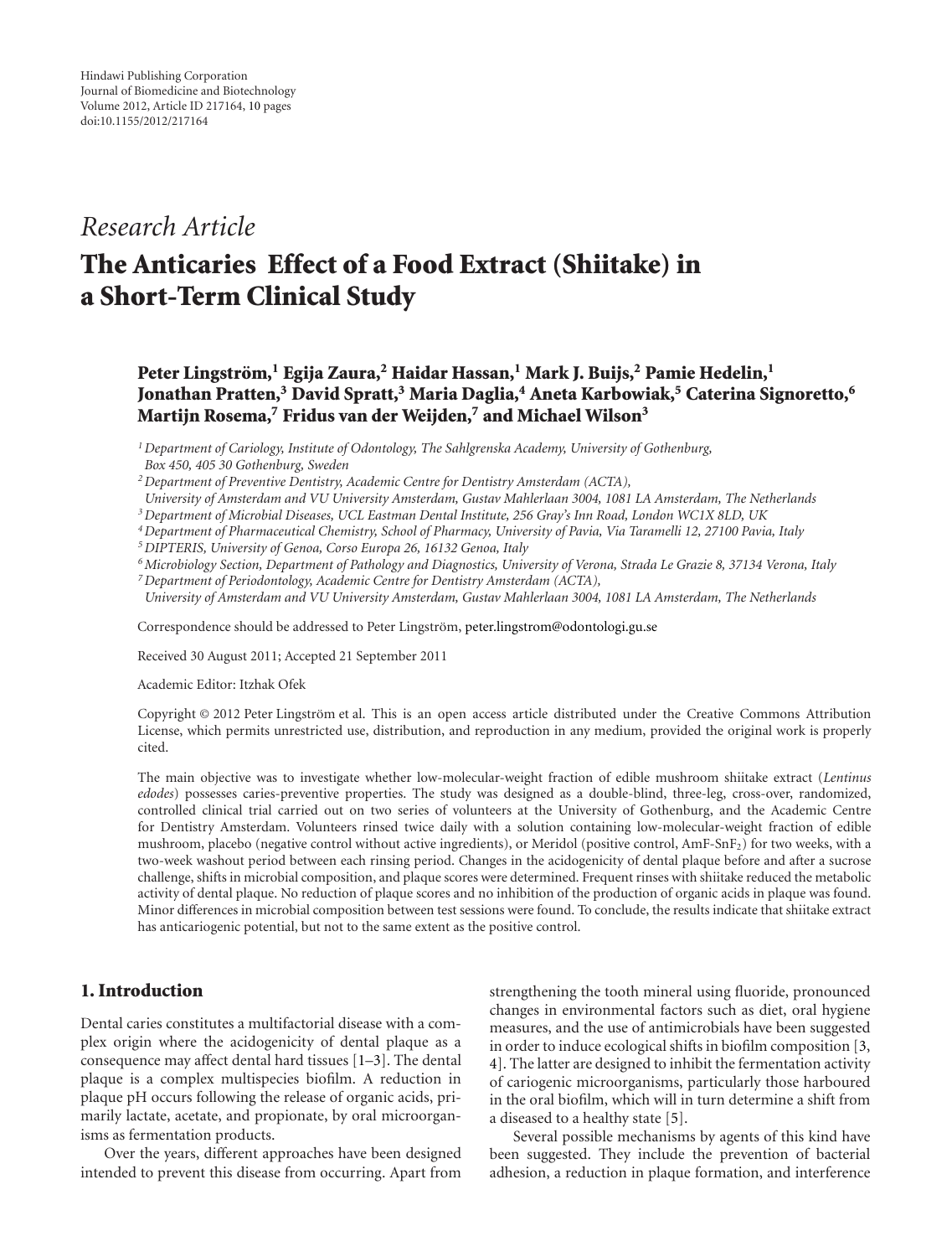Hindawi Publishing Corporation
Journal of Biomedicine and Biotechnology
Volume 2012, Article ID 217164, 10 pages
doi:10.1155/2012/217164

*Research Article*

# The Anticaries Effect of a Food Extract (Shiitake) in a Short-Term Clinical Study

**Peter Lingström,[1] Egija Zaura,[2] Haidar Hassan,[1] Mark J. Buijs,[2] Pamie Hedelin,[1] Jonathan Pratten,[3] David Spratt,[3] Maria Daglia,[4] Aneta Karbowiak,[5] Caterina Signoretto,[6] Martijn Rosema,[7] Fridus van der Weijden,[7] and Michael Wilson[3]**

[1] *Department of Cariology, Institute of Odontology, The Sahlgrenska Academy, University of Gothenburg, Box 450, 405 30 Gothenburg, Sweden*

[2] *Department of Preventive Dentistry, Academic Centre for Dentistry Amsterdam (ACTA), University of Amsterdam and VU University Amsterdam, Gustav Mahlerlaan 3004, 1081 LA Amsterdam, The Netherlands*

[3] *Department of Microbial Diseases, UCL Eastman Dental Institute, 256 Gray's Inn Road, London WC1X 8LD, UK*

[4] *Department of Pharmaceutical Chemistry, School of Pharmacy, University of Pavia, Via Taramelli 12, 27100 Pavia, Italy*

[5] *DIPTERIS, University of Genoa, Corso Europa 26, 16132 Genoa, Italy*

[6] *Microbiology Section, Department of Pathology and Diagnostics, University of Verona, Strada Le Grazie 8, 37134 Verona, Italy*

[7] *Department of Periodontology, Academic Centre for Dentistry Amsterdam (ACTA), University of Amsterdam and VU University Amsterdam, Gustav Mahlerlaan 3004, 1081 LA Amsterdam, The Netherlands*

Correspondence should be addressed to Peter Lingström, peter.lingstrom@odontologi.gu.se

Received 30 August 2011; Accepted 21 September 2011

Academic Editor: Itzhak Ofek

Copyright © 2012 Peter Lingström et al. This is an open access article distributed under the Creative Commons Attribution License, which permits unrestricted use, distribution, and reproduction in any medium, provided the original work is properly cited.

The main objective was to investigate whether low-molecular-weight fraction of edible mushroom shiitake extract (*Lentinus edodes*) possesses caries-preventive properties. The study was designed as a double-blind, three-leg, cross-over, randomized, controlled clinical trial carried out on two series of volunteers at the University of Gothenburg, and the Academic Centre for Dentistry Amsterdam. Volunteers rinsed twice daily with a solution containing low-molecular-weight fraction of edible mushroom, placebo (negative control without active ingredients), or Meridol (positive control, AmF-$SnF_2$) for two weeks, with a two-week washout period between each rinsing period. Changes in the acidogenicity of dental plaque before and after a sucrose challenge, shifts in microbial composition, and plaque scores were determined. Frequent rinses with shiitake reduced the metabolic activity of dental plaque. No reduction of plaque scores and no inhibition of the production of organic acids in plaque was found. Minor differences in microbial composition between test sessions were found. To conclude, the results indicate that shiitake extract has anticariogenic potential, but not to the same extent as the positive control.

## 1. Introduction

Dental caries constitutes a multifactorial disease with a complex origin where the acidogenicity of dental plaque as a consequence may affect dental hard tissues [1–3]. The dental plaque is a complex multispecies biofilm. A reduction in plaque pH occurs following the release of organic acids, primarily lactate, acetate, and propionate, by oral microorganisms as fermentation products.

Over the years, different approaches have been designed intended to prevent this disease from occurring. Apart from strengthening the tooth mineral using fluoride, pronounced changes in environmental factors such as diet, oral hygiene measures, and the use of antimicrobials have been suggested in order to induce ecological shifts in biofilm composition [3, 4]. The latter are designed to inhibit the fermentation activity of cariogenic microorganisms, particularly those harboured in the oral biofilm, which will in turn determine a shift from a diseased to a healthy state [5].

Several possible mechanisms by agents of this kind have been suggested. They include the prevention of bacterial adhesion, a reduction in plaque formation, and interference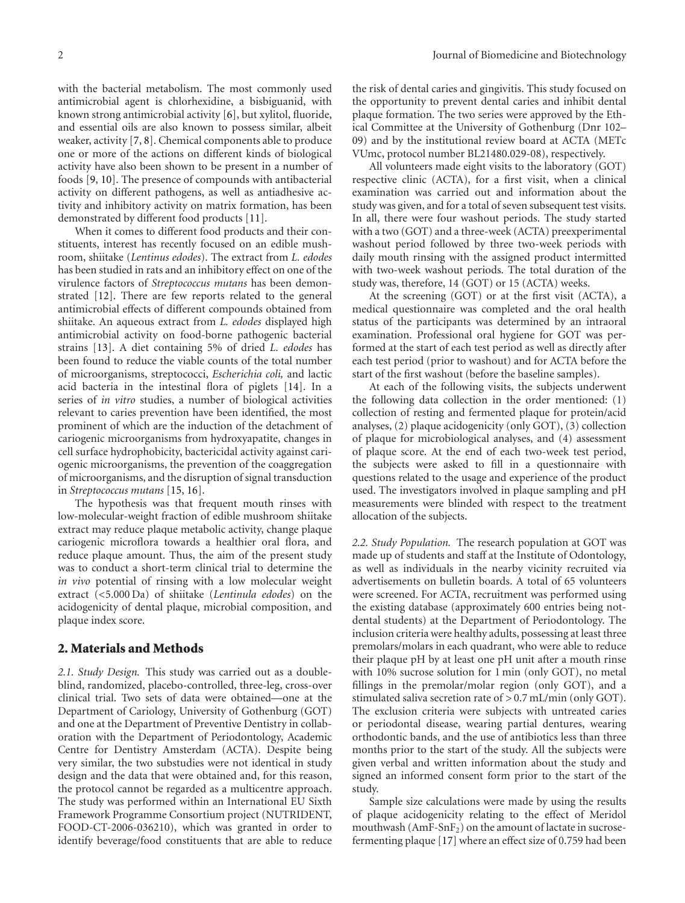with the bacterial metabolism. The most commonly used antimicrobial agent is chlorhexidine, a bisbiguanid, with known strong antimicrobial activity [6], but xylitol, fluoride, and essential oils are also known to possess similar, albeit weaker, activity [7, 8]. Chemical components able to produce one or more of the actions on different kinds of biological activity have also been shown to be present in a number of foods [9, 10]. The presence of compounds with antibacterial activity on different pathogens, as well as antiadhesive activity and inhibitory activity on matrix formation, has been demonstrated by different food products [11].

When it comes to different food products and their constituents, interest has recently focused on an edible mushroom, shiitake (*Lentinus edodes*). The extract from *L. edodes* has been studied in rats and an inhibitory effect on one of the virulence factors of *Streptococcus mutans* has been demonstrated [12]. There are few reports related to the general antimicrobial effects of different compounds obtained from shiitake. An aqueous extract from *L. edodes* displayed high antimicrobial activity on food-borne pathogenic bacterial strains [13]. A diet containing 5% of dried *L. edodes* has been found to reduce the viable counts of the total number of microorganisms, streptococci, *Escherichia coli,* and lactic acid bacteria in the intestinal flora of piglets [14]. In a series of *in vitro* studies, a number of biological activities relevant to caries prevention have been identified, the most prominent of which are the induction of the detachment of cariogenic microorganisms from hydroxyapatite, changes in cell surface hydrophobicity, bactericidal activity against cariogenic microorganisms, the prevention of the coaggregation of microorganisms, and the disruption of signal transduction in *Streptococcus mutans* [15, 16].

The hypothesis was that frequent mouth rinses with low-molecular-weight fraction of edible mushroom shiitake extract may reduce plaque metabolic activity, change plaque cariogenic microflora towards a healthier oral flora, and reduce plaque amount. Thus, the aim of the present study was to conduct a short-term clinical trial to determine the *in vivo* potential of rinsing with a low molecular weight extract (<5.000 Da) of shiitake (*Lentinula edodes*) on the acidogenicity of dental plaque, microbial composition, and plaque index score.

## 2. Materials and Methods

*2.1. Study Design.* This study was carried out as a double-blind, randomized, placebo-controlled, three-leg, cross-over clinical trial. Two sets of data were obtained—one at the Department of Cariology, University of Gothenburg (GOT) and one at the Department of Preventive Dentistry in collaboration with the Department of Periodontology, Academic Centre for Dentistry Amsterdam (ACTA). Despite being very similar, the two substudies were not identical in study design and the data that were obtained and, for this reason, the protocol cannot be regarded as a multicentre approach. The study was performed within an International EU Sixth Framework Programme Consortium project (NUTRIDENT, FOOD-CT-2006-036210), which was granted in order to identify beverage/food constituents that are able to reduce the risk of dental caries and gingivitis. This study focused on the opportunity to prevent dental caries and inhibit dental plaque formation. The two series were approved by the Ethical Committee at the University of Gothenburg (Dnr 102–09) and by the institutional review board at ACTA (METc VUmc, protocol number BL21480.029-08), respectively.

All volunteers made eight visits to the laboratory (GOT) respective clinic (ACTA), for a first visit, when a clinical examination was carried out and information about the study was given, and for a total of seven subsequent test visits. In all, there were four washout periods. The study started with a two (GOT) and a three-week (ACTA) preexperimental washout period followed by three two-week periods with daily mouth rinsing with the assigned product intermitted with two-week washout periods. The total duration of the study was, therefore, 14 (GOT) or 15 (ACTA) weeks.

At the screening (GOT) or at the first visit (ACTA), a medical questionnaire was completed and the oral health status of the participants was determined by an intraoral examination. Professional oral hygiene for GOT was performed at the start of each test period as well as directly after each test period (prior to washout) and for ACTA before the start of the first washout (before the baseline samples).

At each of the following visits, the subjects underwent the following data collection in the order mentioned: (1) collection of resting and fermented plaque for protein/acid analyses, (2) plaque acidogenicity (only GOT), (3) collection of plaque for microbiological analyses, and (4) assessment of plaque score. At the end of each two-week test period, the subjects were asked to fill in a questionnaire with questions related to the usage and experience of the product used. The investigators involved in plaque sampling and pH measurements were blinded with respect to the treatment allocation of the subjects.

*2.2. Study Population.* The research population at GOT was made up of students and staff at the Institute of Odontology, as well as individuals in the nearby vicinity recruited via advertisements on bulletin boards. A total of 65 volunteers were screened. For ACTA, recruitment was performed using the existing database (approximately 600 entries being not-dental students) at the Department of Periodontology. The inclusion criteria were healthy adults, possessing at least three premolars/molars in each quadrant, who were able to reduce their plaque pH by at least one pH unit after a mouth rinse with 10% sucrose solution for 1 min (only GOT), no metal fillings in the premolar/molar region (only GOT), and a stimulated saliva secretion rate of > 0.7 mL/min (only GOT). The exclusion criteria were subjects with untreated caries or periodontal disease, wearing partial dentures, wearing orthodontic bands, and the use of antibiotics less than three months prior to the start of the study. All the subjects were given verbal and written information about the study and signed an informed consent form prior to the start of the study.

Sample size calculations were made by using the results of plaque acidogenicity relating to the effect of Meridol mouthwash (AmF-$SnF_2$) on the amount of lactate in sucrose-fermenting plaque [17] where an effect size of 0.759 had been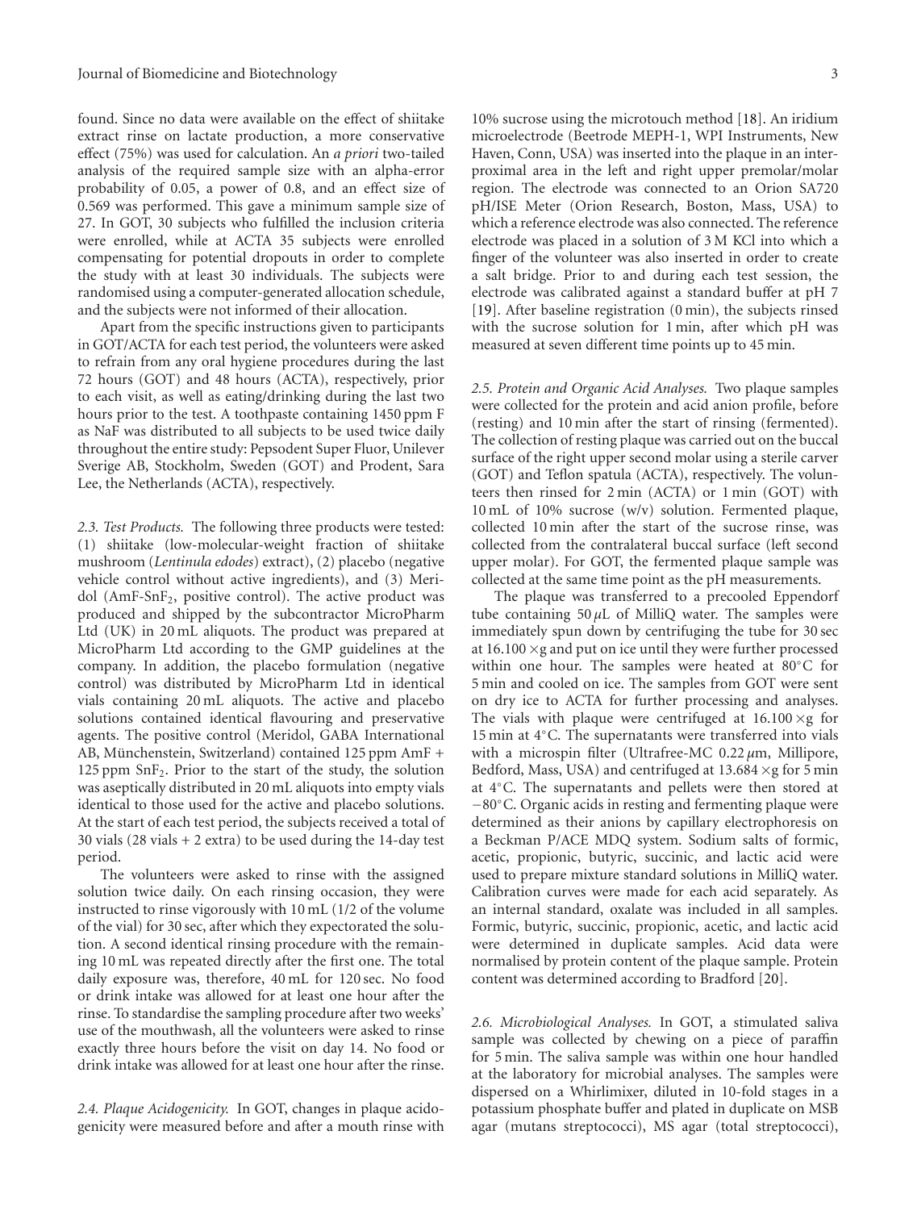found. Since no data were available on the effect of shiitake extract rinse on lactate production, a more conservative effect (75%) was used for calculation. An *a priori* two-tailed analysis of the required sample size with an alpha-error probability of 0.05, a power of 0.8, and an effect size of 0.569 was performed. This gave a minimum sample size of 27. In GOT, 30 subjects who fulfilled the inclusion criteria were enrolled, while at ACTA 35 subjects were enrolled compensating for potential dropouts in order to complete the study with at least 30 individuals. The subjects were randomised using a computer-generated allocation schedule, and the subjects were not informed of their allocation.

Apart from the specific instructions given to participants in GOT/ACTA for each test period, the volunteers were asked to refrain from any oral hygiene procedures during the last 72 hours (GOT) and 48 hours (ACTA), respectively, prior to each visit, as well as eating/drinking during the last two hours prior to the test. A toothpaste containing 1450 ppm F as NaF was distributed to all subjects to be used twice daily throughout the entire study: Pepsodent Super Fluor, Unilever Sverige AB, Stockholm, Sweden (GOT) and Prodent, Sara Lee, the Netherlands (ACTA), respectively.

*2.3. Test Products.* The following three products were tested: (1) shiitake (low-molecular-weight fraction of shiitake mushroom (*Lentinula edodes*) extract), (2) placebo (negative vehicle control without active ingredients), and (3) Meridol (AmF-$SnF_2$, positive control). The active product was produced and shipped by the subcontractor MicroPharm Ltd (UK) in 20 mL aliquots. The product was prepared at MicroPharm Ltd according to the GMP guidelines at the company. In addition, the placebo formulation (negative control) was distributed by MicroPharm Ltd in identical vials containing 20 mL aliquots. The active and placebo solutions contained identical flavouring and preservative agents. The positive control (Meridol, GABA International AB, Münchenstein, Switzerland) contained 125 ppm AmF + 125 ppm $SnF_2$. Prior to the start of the study, the solution was aseptically distributed in 20 mL aliquots into empty vials identical to those used for the active and placebo solutions. At the start of each test period, the subjects received a total of 30 vials (28 vials + 2 extra) to be used during the 14-day test period.

The volunteers were asked to rinse with the assigned solution twice daily. On each rinsing occasion, they were instructed to rinse vigorously with 10 mL (1/2 of the volume of the vial) for 30 sec, after which they expectorated the solution. A second identical rinsing procedure with the remaining 10 mL was repeated directly after the first one. The total daily exposure was, therefore, 40 mL for 120 sec. No food or drink intake was allowed for at least one hour after the rinse. To standardise the sampling procedure after two weeks' use of the mouthwash, all the volunteers were asked to rinse exactly three hours before the visit on day 14. No food or drink intake was allowed for at least one hour after the rinse.

*2.4. Plaque Acidogenicity.* In GOT, changes in plaque acidogenicity were measured before and after a mouth rinse with 10% sucrose using the microtouch method [18]. An iridium microelectrode (Beetrode MEPH-1, WPI Instruments, New Haven, Conn, USA) was inserted into the plaque in an interproximal area in the left and right upper premolar/molar region. The electrode was connected to an Orion SA720 pH/ISE Meter (Orion Research, Boston, Mass, USA) to which a reference electrode was also connected. The reference electrode was placed in a solution of 3 M KCl into which a finger of the volunteer was also inserted in order to create a salt bridge. Prior to and during each test session, the electrode was calibrated against a standard buffer at pH 7 [19]. After baseline registration (0 min), the subjects rinsed with the sucrose solution for 1 min, after which pH was measured at seven different time points up to 45 min.

*2.5. Protein and Organic Acid Analyses.* Two plaque samples were collected for the protein and acid anion profile, before (resting) and 10 min after the start of rinsing (fermented). The collection of resting plaque was carried out on the buccal surface of the right upper second molar using a sterile carver (GOT) and Teflon spatula (ACTA), respectively. The volunteers then rinsed for 2 min (ACTA) or 1 min (GOT) with 10 mL of 10% sucrose (w/v) solution. Fermented plaque, collected 10 min after the start of the sucrose rinse, was collected from the contralateral buccal surface (left second upper molar). For GOT, the fermented plaque sample was collected at the same time point as the pH measurements.

The plaque was transferred to a precooled Eppendorf tube containing 50 $\mu$L of MilliQ water. The samples were immediately spun down by centrifuging the tube for 30 sec at 16.100 ×g and put on ice until they were further processed within one hour. The samples were heated at 80°C for 5 min and cooled on ice. The samples from GOT were sent on dry ice to ACTA for further processing and analyses. The vials with plaque were centrifuged at 16.100 ×g for 15 min at 4°C. The supernatants were transferred into vials with a microspin filter (Ultrafree-MC 0.22 $\mu$m, Millipore, Bedford, Mass, USA) and centrifuged at 13.684 ×g for 5 min at 4°C. The supernatants and pellets were then stored at −80°C. Organic acids in resting and fermenting plaque were determined as their anions by capillary electrophoresis on a Beckman P/ACE MDQ system. Sodium salts of formic, acetic, propionic, butyric, succinic, and lactic acid were used to prepare mixture standard solutions in MilliQ water. Calibration curves were made for each acid separately. As an internal standard, oxalate was included in all samples. Formic, butyric, succinic, propionic, acetic, and lactic acid were determined in duplicate samples. Acid data were normalised by protein content of the plaque sample. Protein content was determined according to Bradford [20].

*2.6. Microbiological Analyses.* In GOT, a stimulated saliva sample was collected by chewing on a piece of paraffin for 5 min. The saliva sample was within one hour handled at the laboratory for microbial analyses. The samples were dispersed on a Whirlimixer, diluted in 10-fold stages in a potassium phosphate buffer and plated in duplicate on MSB agar (mutans streptococci), MS agar (total streptococci),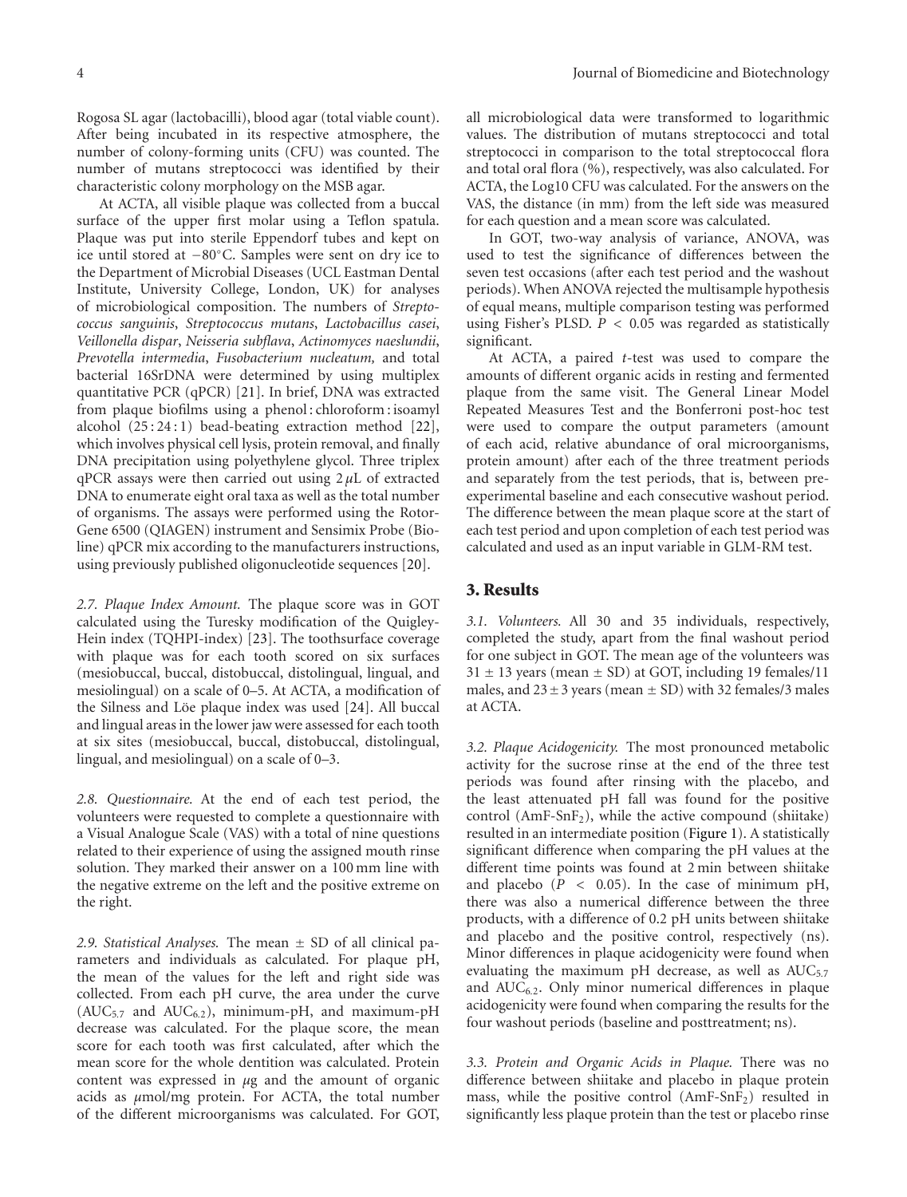Rogosa SL agar (lactobacilli), blood agar (total viable count). After being incubated in its respective atmosphere, the number of colony-forming units (CFU) was counted. The number of mutans streptococci was identified by their characteristic colony morphology on the MSB agar.

At ACTA, all visible plaque was collected from a buccal surface of the upper first molar using a Teflon spatula. Plaque was put into sterile Eppendorf tubes and kept on ice until stored at −80°C. Samples were sent on dry ice to the Department of Microbial Diseases (UCL Eastman Dental Institute, University College, London, UK) for analyses of microbiological composition. The numbers of *Streptococcus sanguinis*, *Streptococcus mutans*, *Lactobacillus casei*, *Veillonella dispar*, *Neisseria subflava*, *Actinomyces naeslundii*, *Prevotella intermedia*, *Fusobacterium nucleatum,* and total bacterial 16SrDNA were determined by using multiplex quantitative PCR (qPCR) [21]. In brief, DNA was extracted from plaque biofilms using a phenol : chloroform : isoamyl alcohol (25 : 24 : 1) bead-beating extraction method [22], which involves physical cell lysis, protein removal, and finally DNA precipitation using polyethylene glycol. Three triplex qPCR assays were then carried out using 2 $\mu$L of extracted DNA to enumerate eight oral taxa as well as the total number of organisms. The assays were performed using the Rotor-Gene 6500 (QIAGEN) instrument and Sensimix Probe (Bioline) qPCR mix according to the manufacturers instructions, using previously published oligonucleotide sequences [20].

*2.7. Plaque Index Amount.* The plaque score was in GOT calculated using the Turesky modification of the Quigley-Hein index (TQHPI-index) [23]. The toothsurface coverage with plaque was for each tooth scored on six surfaces (mesiobuccal, buccal, distobuccal, distolingual, lingual, and mesiolingual) on a scale of 0–5. At ACTA, a modification of the Silness and Löe plaque index was used [24]. All buccal and lingual areas in the lower jaw were assessed for each tooth at six sites (mesiobuccal, buccal, distobuccal, distolingual, lingual, and mesiolingual) on a scale of 0–3.

*2.8. Questionnaire.* At the end of each test period, the volunteers were requested to complete a questionnaire with a Visual Analogue Scale (VAS) with a total of nine questions related to their experience of using the assigned mouth rinse solution. They marked their answer on a 100 mm line with the negative extreme on the left and the positive extreme on the right.

*2.9. Statistical Analyses.* The mean ± SD of all clinical parameters and individuals as calculated. For plaque pH, the mean of the values for the left and right side was collected. From each pH curve, the area under the curve ($AUC_{5.7}$ and $AUC_{6.2}$), minimum-pH, and maximum-pH decrease was calculated. For the plaque score, the mean score for each tooth was first calculated, after which the mean score for the whole dentition was calculated. Protein content was expressed in $\mu$g and the amount of organic acids as $\mu$mol/mg protein. For ACTA, the total number of the different microorganisms was calculated. For GOT, all microbiological data were transformed to logarithmic values. The distribution of mutans streptococci and total streptococci in comparison to the total streptococcal flora and total oral flora (%), respectively, was also calculated. For ACTA, the Log10 CFU was calculated. For the answers on the VAS, the distance (in mm) from the left side was measured for each question and a mean score was calculated.

In GOT, two-way analysis of variance, ANOVA, was used to test the significance of differences between the seven test occasions (after each test period and the washout periods). When ANOVA rejected the multisample hypothesis of equal means, multiple comparison testing was performed using Fisher's PLSD. $P < 0.05$ was regarded as statistically significant.

At ACTA, a paired *t*-test was used to compare the amounts of different organic acids in resting and fermented plaque from the same visit. The General Linear Model Repeated Measures Test and the Bonferroni post-hoc test were used to compare the output parameters (amount of each acid, relative abundance of oral microorganisms, protein amount) after each of the three treatment periods and separately from the test periods, that is, between pre-experimental baseline and each consecutive washout period. The difference between the mean plaque score at the start of each test period and upon completion of each test period was calculated and used as an input variable in GLM-RM test.

## 3. Results

*3.1. Volunteers.* All 30 and 35 individuals, respectively, completed the study, apart from the final washout period for one subject in GOT. The mean age of the volunteers was 31 ± 13 years (mean ± SD) at GOT, including 19 females/11 males, and 23 ± 3 years (mean ± SD) with 32 females/3 males at ACTA.

*3.2. Plaque Acidogenicity.* The most pronounced metabolic activity for the sucrose rinse at the end of the three test periods was found after rinsing with the placebo, and the least attenuated pH fall was found for the positive control (AmF-$SnF_2$), while the active compound (shiitake) resulted in an intermediate position (Figure 1). A statistically significant difference when comparing the pH values at the different time points was found at 2 min between shiitake and placebo ($P < 0.05$). In the case of minimum pH, there was also a numerical difference between the three products, with a difference of 0.2 pH units between shiitake and placebo and the positive control, respectively (ns). Minor differences in plaque acidogenicity were found when evaluating the maximum pH decrease, as well as $AUC_{5.7}$ and $AUC_{6.2}$. Only minor numerical differences in plaque acidogenicity were found when comparing the results for the four washout periods (baseline and posttreatment; ns).

*3.3. Protein and Organic Acids in Plaque.* There was no difference between shiitake and placebo in plaque protein mass, while the positive control (AmF-$SnF_2$) resulted in significantly less plaque protein than the test or placebo rinse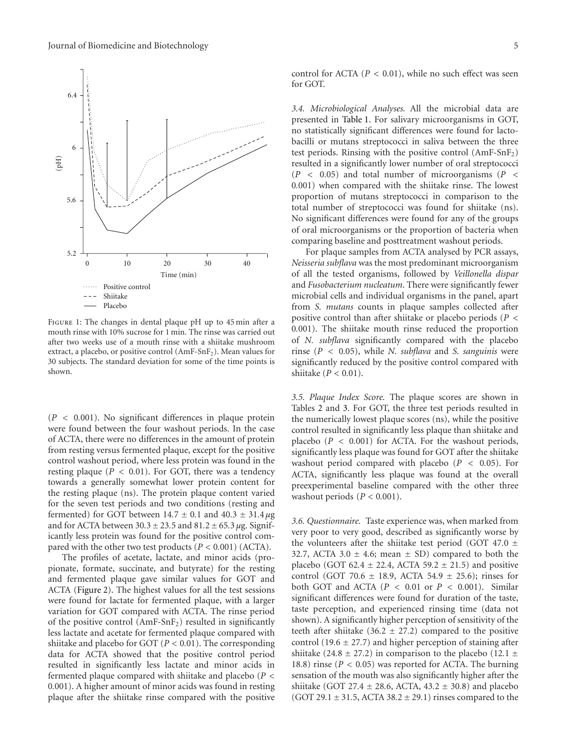FIGURE 1: The changes in dental plaque pH up to 45 min after a mouth rinse with 10% sucrose for 1 min. The rinse was carried out after two weeks use of a mouth rinse with a shiitake mushroom extract, a placebo, or positive control (AmF-$SnF_2$). Mean values for 30 subjects. The standard deviation for some of the time points is shown.

($P < 0.001$). No significant differences in plaque protein were found between the four washout periods. In the case of ACTA, there were no differences in the amount of protein from resting versus fermented plaque, except for the positive control washout period, where less protein was found in the resting plaque ($P < 0.01$). For GOT, there was a tendency towards a generally somewhat lower protein content for the resting plaque (ns). The protein plaque content varied for the seven test periods and two conditions (resting and fermented) for GOT between $14.7 \pm 0.1$ and $40.3 \pm 31.4\,\mu$g and for ACTA between $30.3 \pm 23.5$ and $81.2 \pm 65.3\,\mu$g. Significantly less protein was found for the positive control compared with the other two test products ($P < 0.001$) (ACTA).

The profiles of acetate, lactate, and minor acids (propionate, formate, succinate, and butyrate) for the resting and fermented plaque gave similar values for GOT and ACTA (Figure 2). The highest values for all the test sessions were found for lactate for fermented plaque, with a larger variation for GOT compared with ACTA. The rinse period of the positive control (AmF-$SnF_2$) resulted in significantly less lactate and acetate for fermented plaque compared with shiitake and placebo for GOT ($P < 0.01$). The corresponding data for ACTA showed that the positive control period resulted in significantly less lactate and minor acids in fermented plaque compared with shiitake and placebo ($P <$ 0.001). A higher amount of minor acids was found in resting plaque after the shiitake rinse compared with the positive control for ACTA ($P < 0.01$), while no such effect was seen for GOT.

*3.4. Microbiological Analyses.* All the microbial data are presented in Table 1. For salivary microorganisms in GOT, no statistically significant differences were found for lactobacilli or mutans streptococci in saliva between the three test periods. Rinsing with the positive control (AmF-$SnF_2$) resulted in a significantly lower number of oral streptococci ($P < 0.05$) and total number of microorganisms ($P <$ 0.001) when compared with the shiitake rinse. The lowest proportion of mutans streptococci in comparison to the total number of streptococci was found for shiitake (ns). No significant differences were found for any of the groups of oral microorganisms or the proportion of bacteria when comparing baseline and posttreatment washout periods.

For plaque samples from ACTA analysed by PCR assays, *Neisseria subflava* was the most predominant microorganism of all the tested organisms, followed by *Veillonella dispar* and *Fusobacterium nucleatum*. There were significantly fewer microbial cells and individual organisms in the panel, apart from *S. mutans* counts in plaque samples collected after positive control than after shiitake or placebo periods ($P <$ 0.001). The shiitake mouth rinse reduced the proportion of *N. subflava* significantly compared with the placebo rinse ($P < 0.05$), while *N. subflava* and *S. sanguinis* were significantly reduced by the positive control compared with shiitake ($P < 0.01$).

*3.5. Plaque Index Score.* The plaque scores are shown in Tables 2 and 3. For GOT, the three test periods resulted in the numerically lowest plaque scores (ns), while the positive control resulted in significantly less plaque than shiitake and placebo ($P < 0.001$) for ACTA. For the washout periods, significantly less plaque was found for GOT after the shiitake washout period compared with placebo ($P < 0.05$). For ACTA, significantly less plaque was found at the overall preexperimental baseline compared with the other three washout periods ($P < 0.001$).

*3.6. Questionnaire.* Taste experience was, when marked from very poor to very good, described as significantly worse by the volunteers after the shiitake test period (GOT $47.0 \pm$ 32.7, ACTA $3.0 \pm 4.6$; mean ± SD) compared to both the placebo (GOT $62.4 \pm 22.4$, ACTA $59.2 \pm 21.5$) and positive control (GOT $70.6 \pm 18.9$, ACTA $54.9 \pm 25.6$); rinses for both GOT and ACTA ($P < 0.01$ or $P < 0.001$). Similar significant differences were found for duration of the taste, taste perception, and experienced rinsing time (data not shown). A significantly higher perception of sensitivity of the teeth after shiitake ($36.2 \pm 27.2$) compared to the positive control ($19.6 \pm 27.7$) and higher perception of staining after shiitake ($24.8 \pm 27.2$) in comparison to the placebo ($12.1 \pm$ 18.8) rinse ($P < 0.05$) was reported for ACTA. The burning sensation of the mouth was also significantly higher after the shiitake (GOT $27.4 \pm 28.6$, ACTA, $43.2 \pm 30.8$) and placebo (GOT $29.1 \pm 31.5$, ACTA $38.2 \pm 29.1$) rinses compared to the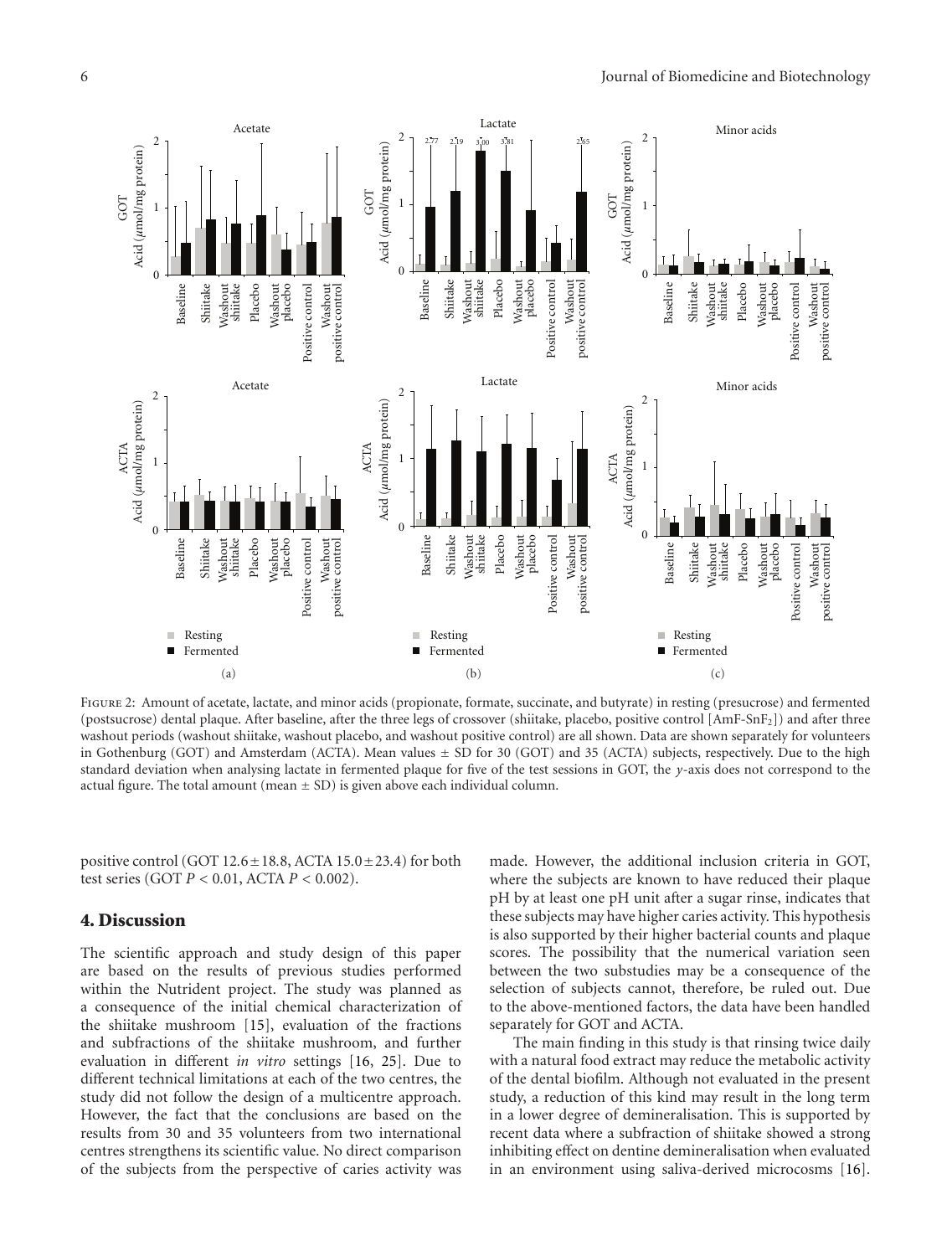Figure 2: Amount of acetate, lactate, and minor acids (propionate, formate, succinate, and butyrate) in resting (presucrose) and fermented (postsucrose) dental plaque. After baseline, after the three legs of crossover (shiitake, placebo, positive control [AmF-$SnF_2$]) and after three washout periods (washout shiitake, washout placebo, and washout positive control) are all shown. Data are shown separately for volunteers in Gothenburg (GOT) and Amsterdam (ACTA). Mean values ± SD for 30 (GOT) and 35 (ACTA) subjects, respectively. Due to the high standard deviation when analysing lactate in fermented plaque for five of the test sessions in GOT, the *y*-axis does not correspond to the actual figure. The total amount (mean ± SD) is given above each individual column.

positive control (GOT $12.6 \pm 18.8$, ACTA $15.0 \pm 23.4$) for both test series (GOT $P < 0.01$, ACTA $P < 0.002$).

## 4. Discussion

The scientific approach and study design of this paper are based on the results of previous studies performed within the Nutrident project. The study was planned as a consequence of the initial chemical characterization of the shiitake mushroom [15], evaluation of the fractions and subfractions of the shiitake mushroom, and further evaluation in different *in vitro* settings [16, 25]. Due to different technical limitations at each of the two centres, the study did not follow the design of a multicentre approach. However, the fact that the conclusions are based on the results from 30 and 35 volunteers from two international centres strengthens its scientific value. No direct comparison of the subjects from the perspective of caries activity was made. However, the additional inclusion criteria in GOT, where the subjects are known to have reduced their plaque pH by at least one pH unit after a sugar rinse, indicates that these subjects may have higher caries activity. This hypothesis is also supported by their higher bacterial counts and plaque scores. The possibility that the numerical variation seen between the two substudies may be a consequence of the selection of subjects cannot, therefore, be ruled out. Due to the above-mentioned factors, the data have been handled separately for GOT and ACTA.

The main finding in this study is that rinsing twice daily with a natural food extract may reduce the metabolic activity of the dental biofilm. Although not evaluated in the present study, a reduction of this kind may result in the long term in a lower degree of demineralisation. This is supported by recent data where a subfraction of shiitake showed a strong inhibiting effect on dentine demineralisation when evaluated in an environment using saliva-derived microcosms [16].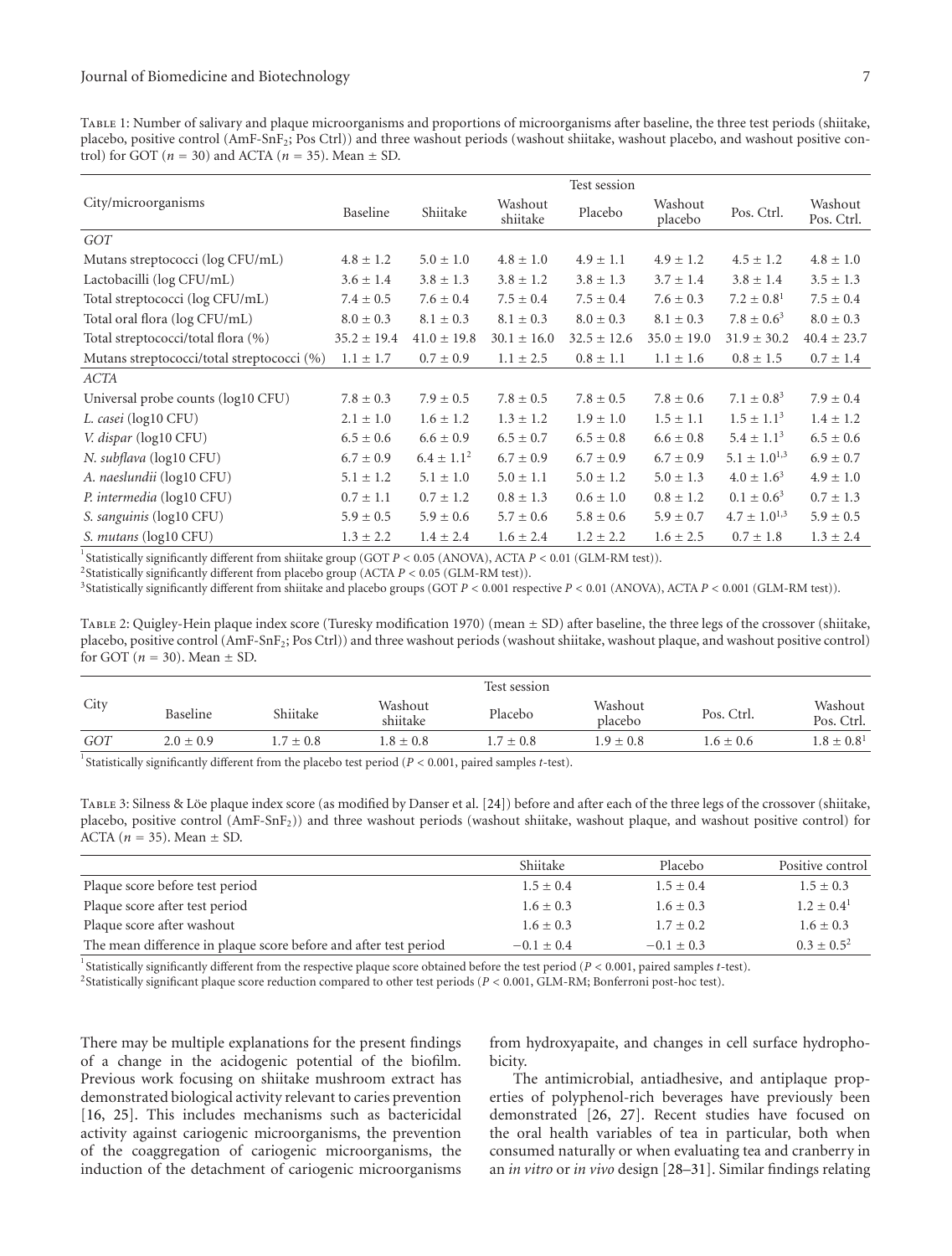Table 1: Number of salivary and plaque microorganisms and proportions of microorganisms after baseline, the three test periods (shiitake, placebo, positive control (AmF-$SnF_2$; Pos Ctrl)) and three washout periods (washout shiitake, washout placebo, and washout positive control) for GOT ($n = 30$) and ACTA ($n = 35$). Mean ± SD.

| City/microorganisms | Test session | | | | | | |
|---|---|---|---|---|---|---|---|
| | Baseline | Shiitake | Washout shiitake | Placebo | Washout placebo | Pos. Ctrl. | Washout Pos. Ctrl. |
| *GOT* | | | | | | | |
| Mutans streptococci (log CFU/mL) | 4.8 ± 1.2 | 5.0 ± 1.0 | 4.8 ± 1.0 | 4.9 ± 1.1 | 4.9 ± 1.2 | 4.5 ± 1.2 | 4.8 ± 1.0 |
| Lactobacilli (log CFU/mL) | 3.6 ± 1.4 | 3.8 ± 1.3 | 3.8 ± 1.2 | 3.8 ± 1.3 | 3.7 ± 1.4 | 3.8 ± 1.4 | 3.5 ± 1.3 |
| Total streptococci (log CFU/mL) | 7.4 ± 0.5 | 7.6 ± 0.4 | 7.5 ± 0.4 | 7.5 ± 0.4 | 7.6 ± 0.3 | 7.2 ± 0.8[1] | 7.5 ± 0.4 |
| Total oral flora (log CFU/mL) | 8.0 ± 0.3 | 8.1 ± 0.3 | 8.1 ± 0.3 | 8.0 ± 0.3 | 8.1 ± 0.3 | 7.8 ± 0.6[3] | 8.0 ± 0.3 |
| Total streptococci/total flora (%) | 35.2 ± 19.4 | 41.0 ± 19.8 | 30.1 ± 16.0 | 32.5 ± 12.6 | 35.0 ± 19.0 | 31.9 ± 30.2 | 40.4 ± 23.7 |
| Mutans streptococci/total streptococci (%) | 1.1 ± 1.7 | 0.7 ± 0.9 | 1.1 ± 2.5 | 0.8 ± 1.1 | 1.1 ± 1.6 | 0.8 ± 1.5 | 0.7 ± 1.4 |
| *ACTA* | | | | | | | |
| Universal probe counts (log10 CFU) | 7.8 ± 0.3 | 7.9 ± 0.5 | 7.8 ± 0.5 | 7.8 ± 0.5 | 7.8 ± 0.6 | 7.1 ± 0.8[3] | 7.9 ± 0.4 |
| *L. casei* (log10 CFU) | 2.1 ± 1.0 | 1.6 ± 1.2 | 1.3 ± 1.2 | 1.9 ± 1.0 | 1.5 ± 1.1 | 1.5 ± 1.1[3] | 1.4 ± 1.2 |
| *V. dispar* (log10 CFU) | 6.5 ± 0.6 | 6.6 ± 0.9 | 6.5 ± 0.7 | 6.5 ± 0.8 | 6.6 ± 0.8 | 5.4 ± 1.1[3] | 6.5 ± 0.6 |
| *N. subflava* (log10 CFU) | 6.7 ± 0.9 | 6.4 ± 1.1[2] | 6.7 ± 0.9 | 6.7 ± 0.9 | 6.7 ± 0.9 | 5.1 ± 1.0[1,3] | 6.9 ± 0.7 |
| *A. naeslundii* (log10 CFU) | 5.1 ± 1.2 | 5.1 ± 1.0 | 5.0 ± 1.1 | 5.0 ± 1.2 | 5.0 ± 1.3 | 4.0 ± 1.6[3] | 4.9 ± 1.0 |
| *P. intermedia* (log10 CFU) | 0.7 ± 1.1 | 0.7 ± 1.2 | 0.8 ± 1.3 | 0.6 ± 1.0 | 0.8 ± 1.2 | 0.1 ± 0.6[3] | 0.7 ± 1.3 |
| *S. sanguinis* (log10 CFU) | 5.9 ± 0.5 | 5.9 ± 0.6 | 5.7 ± 0.6 | 5.8 ± 0.6 | 5.9 ± 0.7 | 4.7 ± 1.0[1,3] | 5.9 ± 0.5 |
| *S. mutans* (log10 CFU) | 1.3 ± 2.2 | 1.4 ± 2.4 | 1.6 ± 2.4 | 1.2 ± 2.2 | 1.6 ± 2.5 | 0.7 ± 1.8 | 1.3 ± 2.4 |

[1]Statistically significantly different from shiitake group (GOT $P < 0.05$ (ANOVA), ACTA $P < 0.01$ (GLM-RM test)).
[2]Statistically significantly different from placebo group (ACTA $P < 0.05$ (GLM-RM test)).
[3]Statistically significantly different from shiitake and placebo groups (GOT $P < 0.001$ respective $P < 0.01$ (ANOVA), ACTA $P < 0.001$ (GLM-RM test)).

Table 2: Quigley-Hein plaque index score (Turesky modification 1970) (mean ± SD) after baseline, the three legs of the crossover (shiitake, placebo, positive control (AmF-$SnF_2$; Pos Ctrl)) and three washout periods (washout shiitake, washout plaque, and washout positive control) for GOT ($n = 30$). Mean ± SD.

| City | Test session | | | | | | |
|---|---|---|---|---|---|---|---|
| | Baseline | Shiitake | Washout shiitake | Placebo | Washout placebo | Pos. Ctrl. | Washout Pos. Ctrl. |
| *GOT* | 2.0 ± 0.9 | 1.7 ± 0.8 | 1.8 ± 0.8 | 1.7 ± 0.8 | 1.9 ± 0.8 | 1.6 ± 0.6 | 1.8 ± 0.8[1] |

[1]Statistically significantly different from the placebo test period ($P < 0.001$, paired samples $t$-test).

Table 3: Silness & Löe plaque index score (as modified by Danser et al. [24]) before and after each of the three legs of the crossover (shiitake, placebo, positive control (AmF-$SnF_2$)) and three washout periods (washout shiitake, washout plaque, and washout positive control) for ACTA ($n = 35$). Mean ± SD.

| | Shiitake | Placebo | Positive control |
|---|---|---|---|
| Plaque score before test period | 1.5 ± 0.4 | 1.5 ± 0.4 | 1.5 ± 0.3 |
| Plaque score after test period | 1.6 ± 0.3 | 1.6 ± 0.3 | 1.2 ± 0.4[1] |
| Plaque score after washout | 1.6 ± 0.3 | 1.7 ± 0.2 | 1.6 ± 0.3 |
| The mean difference in plaque score before and after test period | −0.1 ± 0.4 | −0.1 ± 0.3 | 0.3 ± 0.5[2] |

[1]Statistically significantly different from the respective plaque score obtained before the test period ($P < 0.001$, paired samples $t$-test).
[2]Statistically significant plaque score reduction compared to other test periods ($P < 0.001$, GLM-RM; Bonferroni post-hoc test).

There may be multiple explanations for the present findings of a change in the acidogenic potential of the biofilm. Previous work focusing on shiitake mushroom extract has demonstrated biological activity relevant to caries prevention [16, 25]. This includes mechanisms such as bactericidal activity against cariogenic microorganisms, the prevention of the coaggregation of cariogenic microorganisms, the induction of the detachment of cariogenic microorganisms from hydroxyapaite, and changes in cell surface hydrophobicity.

The antimicrobial, antiadhesive, and antiplaque properties of polyphenol-rich beverages have previously been demonstrated [26, 27]. Recent studies have focused on the oral health variables of tea in particular, both when consumed naturally or when evaluating tea and cranberry in an *in vitro* or *in vivo* design [28–31]. Similar findings relating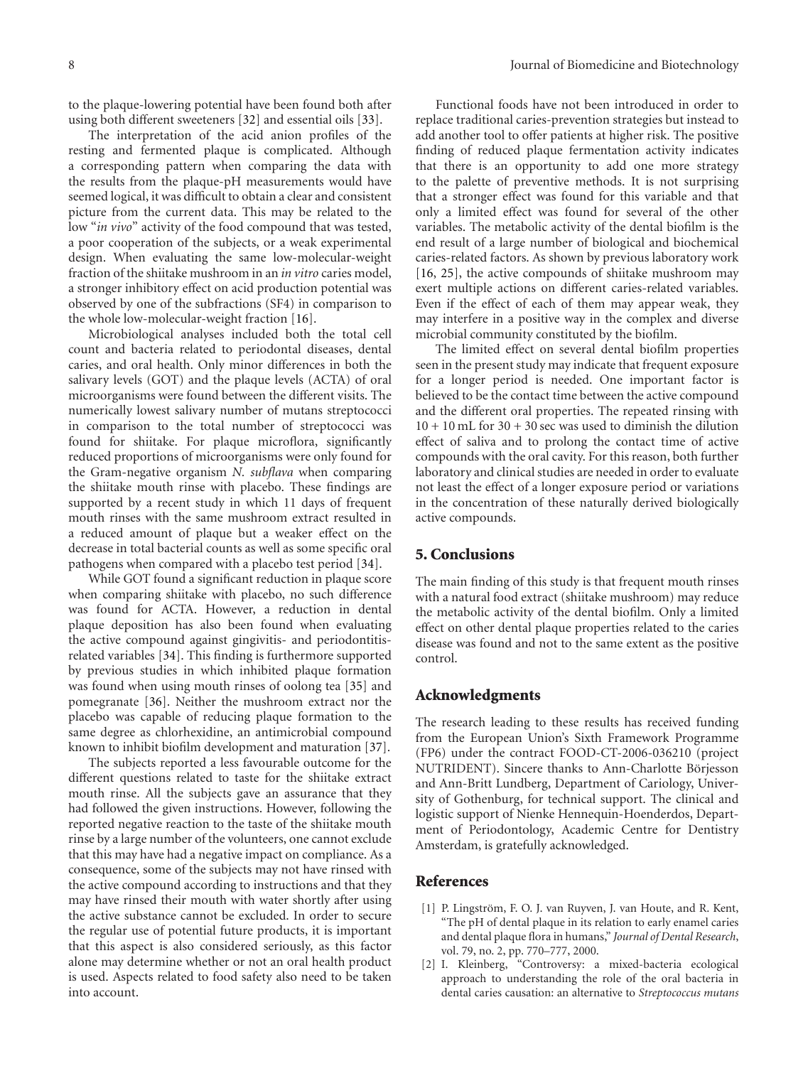to the plaque-lowering potential have been found both after using both different sweeteners [32] and essential oils [33].

The interpretation of the acid anion profiles of the resting and fermented plaque is complicated. Although a corresponding pattern when comparing the data with the results from the plaque-pH measurements would have seemed logical, it was difficult to obtain a clear and consistent picture from the current data. This may be related to the low "*in vivo*" activity of the food compound that was tested, a poor cooperation of the subjects, or a weak experimental design. When evaluating the same low-molecular-weight fraction of the shiitake mushroom in an *in vitro* caries model, a stronger inhibitory effect on acid production potential was observed by one of the subfractions (SF4) in comparison to the whole low-molecular-weight fraction [16].

Microbiological analyses included both the total cell count and bacteria related to periodontal diseases, dental caries, and oral health. Only minor differences in both the salivary levels (GOT) and the plaque levels (ACTA) of oral microorganisms were found between the different visits. The numerically lowest salivary number of mutans streptococci in comparison to the total number of streptococci was found for shiitake. For plaque microflora, significantly reduced proportions of microorganisms were only found for the Gram-negative organism *N. subflava* when comparing the shiitake mouth rinse with placebo. These findings are supported by a recent study in which 11 days of frequent mouth rinses with the same mushroom extract resulted in a reduced amount of plaque but a weaker effect on the decrease in total bacterial counts as well as some specific oral pathogens when compared with a placebo test period [34].

While GOT found a significant reduction in plaque score when comparing shiitake with placebo, no such difference was found for ACTA. However, a reduction in dental plaque deposition has also been found when evaluating the active compound against gingivitis- and periodontitis-related variables [34]. This finding is furthermore supported by previous studies in which inhibited plaque formation was found when using mouth rinses of oolong tea [35] and pomegranate [36]. Neither the mushroom extract nor the placebo was capable of reducing plaque formation to the same degree as chlorhexidine, an antimicrobial compound known to inhibit biofilm development and maturation [37].

The subjects reported a less favourable outcome for the different questions related to taste for the shiitake extract mouth rinse. All the subjects gave an assurance that they had followed the given instructions. However, following the reported negative reaction to the taste of the shiitake mouth rinse by a large number of the volunteers, one cannot exclude that this may have had a negative impact on compliance. As a consequence, some of the subjects may not have rinsed with the active compound according to instructions and that they may have rinsed their mouth with water shortly after using the active substance cannot be excluded. In order to secure the regular use of potential future products, it is important that this aspect is also considered seriously, as this factor alone may determine whether or not an oral health product is used. Aspects related to food safety also need to be taken into account.

Functional foods have not been introduced in order to replace traditional caries-prevention strategies but instead to add another tool to offer patients at higher risk. The positive finding of reduced plaque fermentation activity indicates that there is an opportunity to add one more strategy to the palette of preventive methods. It is not surprising that a stronger effect was found for this variable and that only a limited effect was found for several of the other variables. The metabolic activity of the dental biofilm is the end result of a large number of biological and biochemical caries-related factors. As shown by previous laboratory work [16, 25], the active compounds of shiitake mushroom may exert multiple actions on different caries-related variables. Even if the effect of each of them may appear weak, they may interfere in a positive way in the complex and diverse microbial community constituted by the biofilm.

The limited effect on several dental biofilm properties seen in the present study may indicate that frequent exposure for a longer period is needed. One important factor is believed to be the contact time between the active compound and the different oral properties. The repeated rinsing with 10 + 10 mL for 30 + 30 sec was used to diminish the dilution effect of saliva and to prolong the contact time of active compounds with the oral cavity. For this reason, both further laboratory and clinical studies are needed in order to evaluate not least the effect of a longer exposure period or variations in the concentration of these naturally derived biologically active compounds.

## 5. Conclusions

The main finding of this study is that frequent mouth rinses with a natural food extract (shiitake mushroom) may reduce the metabolic activity of the dental biofilm. Only a limited effect on other dental plaque properties related to the caries disease was found and not to the same extent as the positive control.

## Acknowledgments

The research leading to these results has received funding from the European Union's Sixth Framework Programme (FP6) under the contract FOOD-CT-2006-036210 (project NUTRIDENT). Sincere thanks to Ann-Charlotte Börjesson and Ann-Britt Lundberg, Department of Cariology, University of Gothenburg, for technical support. The clinical and logistic support of Nienke Hennequin-Hoenderdos, Department of Periodontology, Academic Centre for Dentistry Amsterdam, is gratefully acknowledged.

## References

[1] P. Lingström, F. O. J. van Ruyven, J. van Houte, and R. Kent, "The pH of dental plaque in its relation to early enamel caries and dental plaque flora in humans," *Journal of Dental Research*, vol. 79, no. 2, pp. 770–777, 2000.

[2] I. Kleinberg, "Controversy: a mixed-bacteria ecological approach to understanding the role of the oral bacteria in dental caries causation: an alternative to *Streptococcus mutans*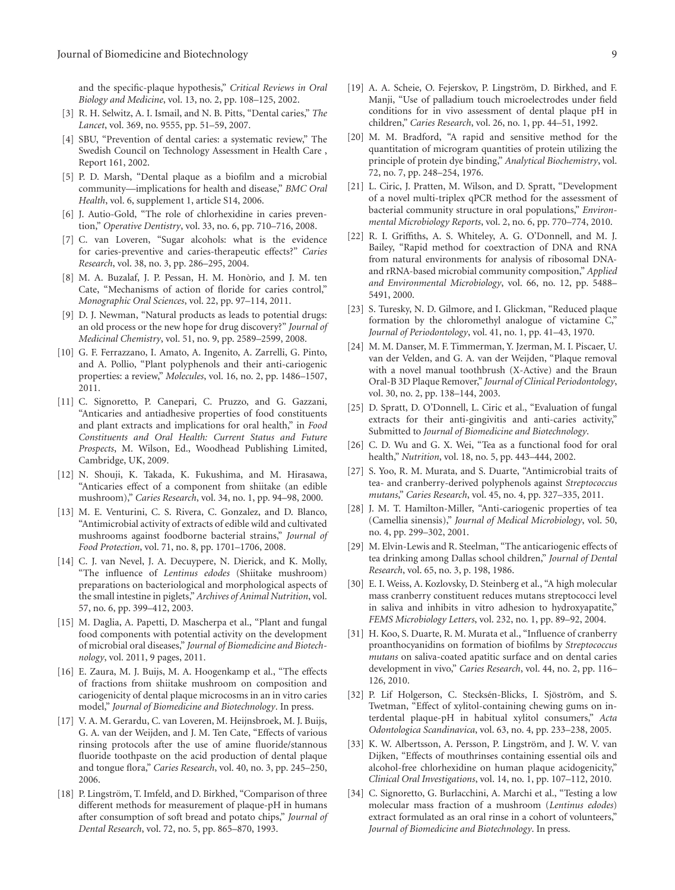and the specific-plaque hypothesis," *Critical Reviews in Oral Biology and Medicine*, vol. 13, no. 2, pp. 108–125, 2002.

[3] R. H. Selwitz, A. I. Ismail, and N. B. Pitts, "Dental caries," *The Lancet*, vol. 369, no. 9555, pp. 51–59, 2007.

[4] SBU, "Prevention of dental caries: a systematic review," The Swedish Council on Technology Assessment in Health Care , Report 161, 2002.

[5] P. D. Marsh, "Dental plaque as a biofilm and a microbial community—implications for health and disease," *BMC Oral Health*, vol. 6, supplement 1, article S14, 2006.

[6] J. Autio-Gold, "The role of chlorhexidine in caries prevention," *Operative Dentistry*, vol. 33, no. 6, pp. 710–716, 2008.

[7] C. van Loveren, "Sugar alcohols: what is the evidence for caries-preventive and caries-therapeutic effects?" *Caries Research*, vol. 38, no. 3, pp. 286–295, 2004.

[8] M. A. Buzalaf, J. P. Pessan, H. M. Honòrio, and J. M. ten Cate, "Mechanisms of action of floride for caries control," *Monographic Oral Sciences*, vol. 22, pp. 97–114, 2011.

[9] D. J. Newman, "Natural products as leads to potential drugs: an old process or the new hope for drug discovery?" *Journal of Medicinal Chemistry*, vol. 51, no. 9, pp. 2589–2599, 2008.

[10] G. F. Ferrazzano, I. Amato, A. Ingenito, A. Zarrelli, G. Pinto, and A. Pollio, "Plant polyphenols and their anti-cariogenic properties: a review," *Molecules*, vol. 16, no. 2, pp. 1486–1507, 2011.

[11] C. Signoretto, P. Canepari, C. Pruzzo, and G. Gazzani, "Anticaries and antiadhesive properties of food constituents and plant extracts and implications for oral health," in *Food Constituents and Oral Health: Current Status and Future Prospects*, M. Wilson, Ed., Woodhead Publishing Limited, Cambridge, UK, 2009.

[12] N. Shouji, K. Takada, K. Fukushima, and M. Hirasawa, "Anticaries effect of a component from shiitake (an edible mushroom)," *Caries Research*, vol. 34, no. 1, pp. 94–98, 2000.

[13] M. E. Venturini, C. S. Rivera, C. Gonzalez, and D. Blanco, "Antimicrobial activity of extracts of edible wild and cultivated mushrooms against foodborne bacterial strains," *Journal of Food Protection*, vol. 71, no. 8, pp. 1701–1706, 2008.

[14] C. J. van Nevel, J. A. Decuypere, N. Dierick, and K. Molly, "The influence of *Lentinus edodes* (Shiitake mushroom) preparations on bacteriological and morphological aspects of the small intestine in piglets," *Archives of Animal Nutrition*, vol. 57, no. 6, pp. 399–412, 2003.

[15] M. Daglia, A. Papetti, D. Mascherpa et al., "Plant and fungal food components with potential activity on the development of microbial oral diseases," *Journal of Biomedicine and Biotechnology*, vol. 2011, 9 pages, 2011.

[16] E. Zaura, M. J. Buijs, M. A. Hoogenkamp et al., "The effects of fractions from shiitake mushroom on composition and cariogenicity of dental plaque microcosms in an in vitro caries model," *Journal of Biomedicine and Biotechnology*. In press.

[17] V. A. M. Gerardu, C. van Loveren, M. Heijnsbroek, M. J. Buijs, G. A. van der Weijden, and J. M. Ten Cate, "Effects of various rinsing protocols after the use of amine fluoride/stannous fluoride toothpaste on the acid production of dental plaque and tongue flora," *Caries Research*, vol. 40, no. 3, pp. 245–250, 2006.

[18] P. Lingström, T. Imfeld, and D. Birkhed, "Comparison of three different methods for measurement of plaque-pH in humans after consumption of soft bread and potato chips," *Journal of Dental Research*, vol. 72, no. 5, pp. 865–870, 1993.

[19] A. A. Scheie, O. Fejerskov, P. Lingström, D. Birkhed, and F. Manji, "Use of palladium touch microelectrodes under field conditions for in vivo assessment of dental plaque pH in children," *Caries Research*, vol. 26, no. 1, pp. 44–51, 1992.

[20] M. M. Bradford, "A rapid and sensitive method for the quantitation of microgram quantities of protein utilizing the principle of protein dye binding," *Analytical Biochemistry*, vol. 72, no. 7, pp. 248–254, 1976.

[21] L. Ciric, J. Pratten, M. Wilson, and D. Spratt, "Development of a novel multi-triplex qPCR method for the assessment of bacterial community structure in oral populations," *Environmental Microbiology Reports*, vol. 2, no. 6, pp. 770–774, 2010.

[22] R. I. Griffiths, A. S. Whiteley, A. G. O'Donnell, and M. J. Bailey, "Rapid method for coextraction of DNA and RNA from natural environments for analysis of ribosomal DNA- and rRNA-based microbial community composition," *Applied and Environmental Microbiology*, vol. 66, no. 12, pp. 5488–5491, 2000.

[23] S. Turesky, N. D. Gilmore, and I. Glickman, "Reduced plaque formation by the chloromethyl analogue of victamine C," *Journal of Periodontology*, vol. 41, no. 1, pp. 41–43, 1970.

[24] M. M. Danser, M. F. Timmerman, Y. Jzerman, M. I. Piscaer, U. van der Velden, and G. A. van der Weijden, "Plaque removal with a novel manual toothbrush (X-Active) and the Braun Oral-B 3D Plaque Remover," *Journal of Clinical Periodontology*, vol. 30, no. 2, pp. 138–144, 2003.

[25] D. Spratt, D. O'Donnell, L. Ciric et al., "Evaluation of fungal extracts for their anti-gingivitis and anti-caries activity," Submitted to *Journal of Biomedicine and Biotechnology*.

[26] C. D. Wu and G. X. Wei, "Tea as a functional food for oral health," *Nutrition*, vol. 18, no. 5, pp. 443–444, 2002.

[27] S. Yoo, R. M. Murata, and S. Duarte, "Antimicrobial traits of tea- and cranberry-derived polyphenols against *Streptococcus mutans*," *Caries Research*, vol. 45, no. 4, pp. 327–335, 2011.

[28] J. M. T. Hamilton-Miller, "Anti-cariogenic properties of tea (Camellia sinensis)," *Journal of Medical Microbiology*, vol. 50, no. 4, pp. 299–302, 2001.

[29] M. Elvin-Lewis and R. Steelman, "The anticariogenic effects of tea drinking among Dallas school children," *Journal of Dental Research*, vol. 65, no. 3, p. 198, 1986.

[30] E. I. Weiss, A. Kozlovsky, D. Steinberg et al., "A high molecular mass cranberry constituent reduces mutans streptococci level in saliva and inhibits in vitro adhesion to hydroxyapatite," *FEMS Microbiology Letters*, vol. 232, no. 1, pp. 89–92, 2004.

[31] H. Koo, S. Duarte, R. M. Murata et al., "Influence of cranberry proanthocyanidins on formation of biofilms by *Streptococcus mutans* on saliva-coated apatitic surface and on dental caries development in vivo," *Caries Research*, vol. 44, no. 2, pp. 116–126, 2010.

[32] P. Lif Holgerson, C. Stecksén-Blicks, I. Sjöström, and S. Twetman, "Effect of xylitol-containing chewing gums on interdental plaque-pH in habitual xylitol consumers," *Acta Odontologica Scandinavica*, vol. 63, no. 4, pp. 233–238, 2005.

[33] K. W. Albertsson, A. Persson, P. Lingström, and J. W. V. van Dijken, "Effects of mouthrinses containing essential oils and alcohol-free chlorhexidine on human plaque acidogenicity," *Clinical Oral Investigations*, vol. 14, no. 1, pp. 107–112, 2010.

[34] C. Signoretto, G. Burlacchini, A. Marchi et al., "Testing a low molecular mass fraction of a mushroom (*Lentinus edodes*) extract formulated as an oral rinse in a cohort of volunteers," *Journal of Biomedicine and Biotechnology*. In press.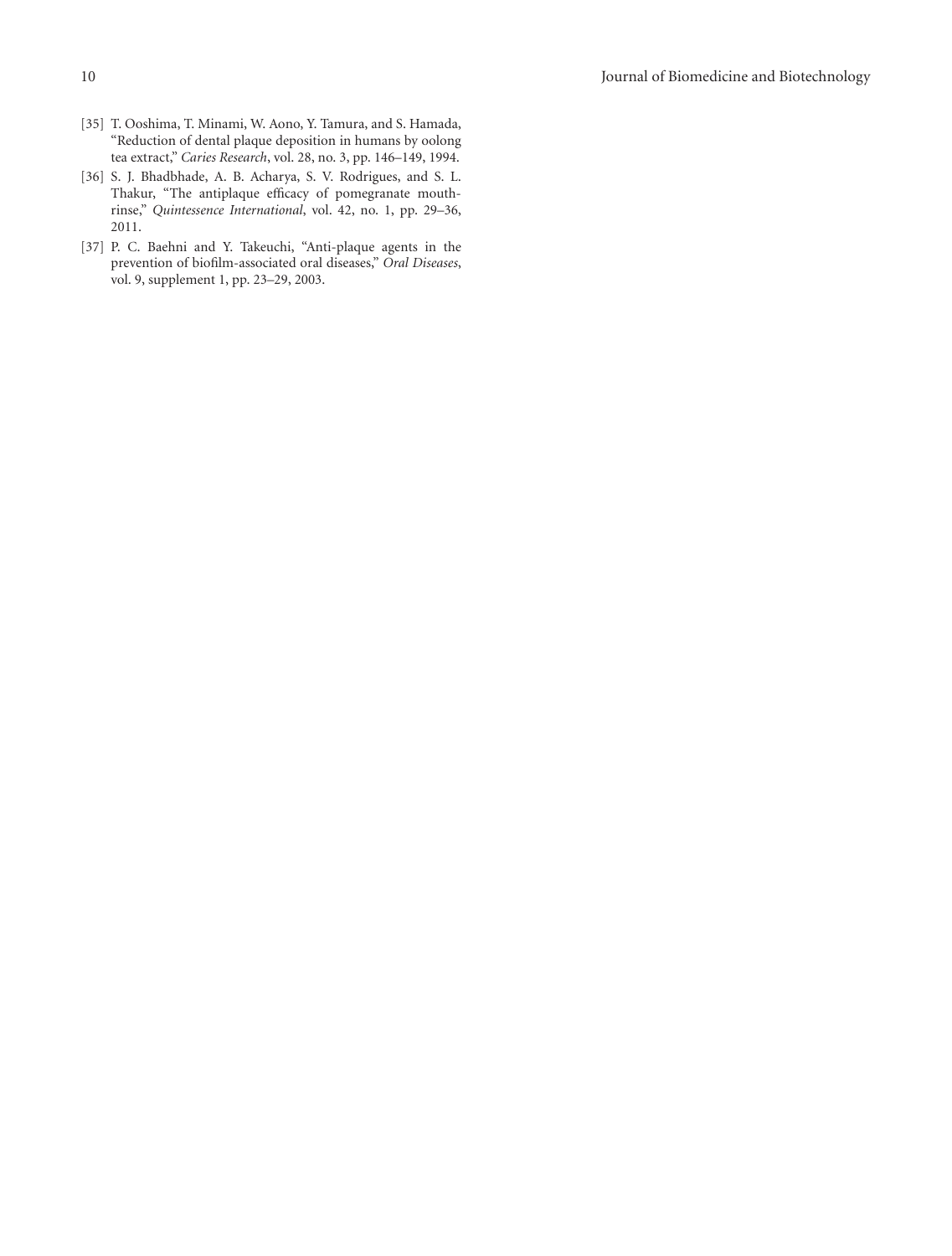[35] T. Ooshima, T. Minami, W. Aono, Y. Tamura, and S. Hamada, "Reduction of dental plaque deposition in humans by oolong tea extract," *Caries Research*, vol. 28, no. 3, pp. 146–149, 1994.

[36] S. J. Bhadbhade, A. B. Acharya, S. V. Rodrigues, and S. L. Thakur, "The antiplaque efficacy of pomegranate mouthrinse," *Quintessence International*, vol. 42, no. 1, pp. 29–36, 2011.

[37] P. C. Baehni and Y. Takeuchi, "Anti-plaque agents in the prevention of biofilm-associated oral diseases," *Oral Diseases*, vol. 9, supplement 1, pp. 23–29, 2003.